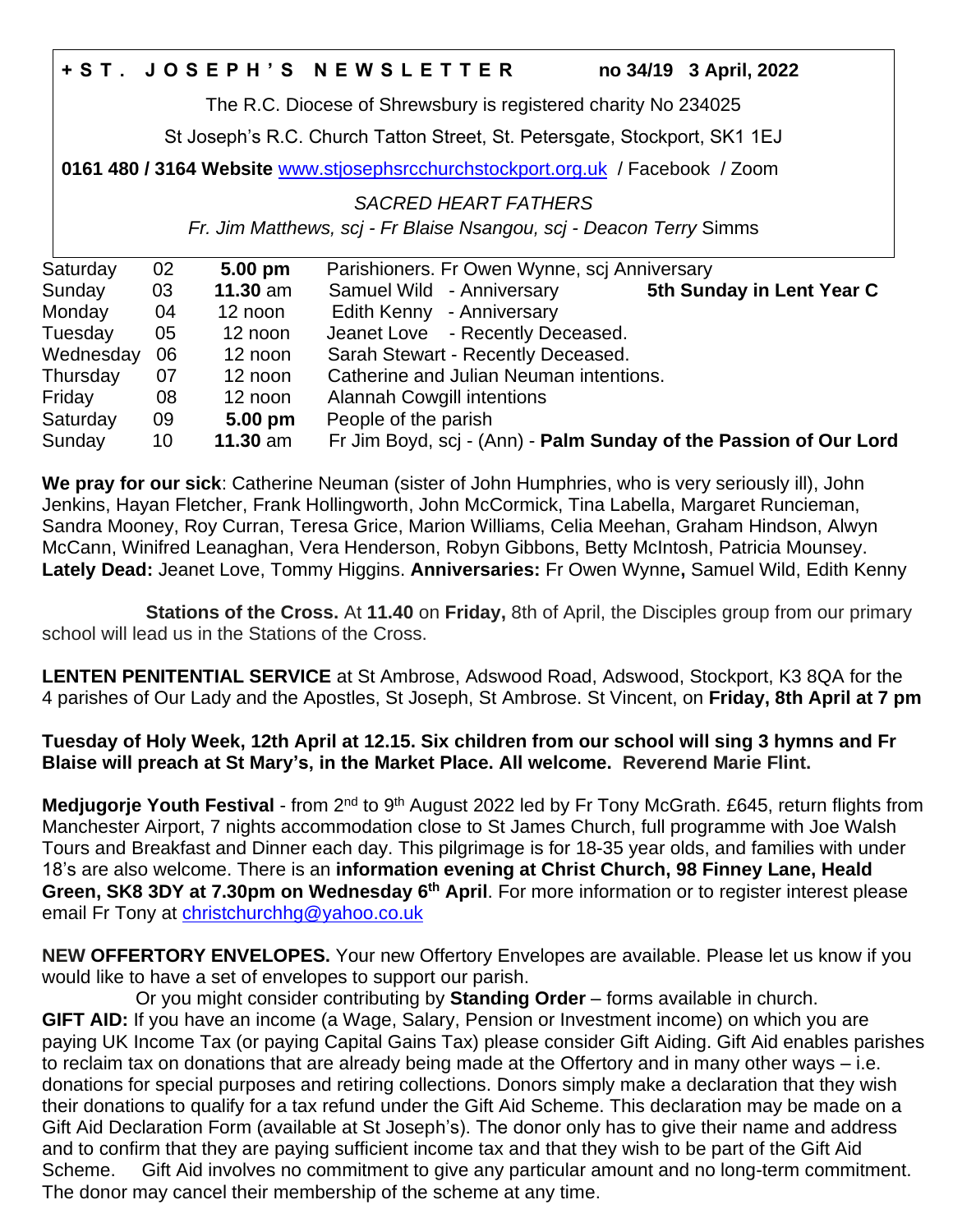**+ S T . J O S E P H ' S N E W S L E T T E R** **no 34/19 3 April, 2022**

The R.C. Diocese of Shrewsbury is registered charity No 234025

St Joseph's R.C. Church Tatton Street, St. Petersgate, Stockport, SK1 1EJ

**0161 480 / 3164 Website** www.stjosephsrcchurchstockport.org.uk / Facebook / Zoom

*SACRED HEART FATHERS*

*Fr. Jim Matthews, scj - Fr Blaise Nsangou, scj - Deacon Terry* Simms

| | | | | |
|---|---|---|---|---|
| Saturday | 02 | **5.00 pm** | Parishioners. Fr Owen Wynne, scj Anniversary | |
| Sunday | 03 | **11.30** am | Samuel Wild - Anniversary | **5th Sunday in Lent Year C** |
| Monday | 04 | 12 noon | Edith Kenny - Anniversary | |
| Tuesday | 05 | 12 noon | Jeanet Love - Recently Deceased. | |
| Wednesday | 06 | 12 noon | Sarah Stewart - Recently Deceased. | |
| Thursday | 07 | 12 noon | Catherine and Julian Neuman intentions. | |
| Friday | 08 | 12 noon | Alannah Cowgill intentions | |
| Saturday | 09 | **5.00 pm** | People of the parish | |
| Sunday | 10 | **11.30** am | Fr Jim Boyd, scj - (Ann) - **Palm Sunday of the Passion of Our Lord** | |

**We pray for our sick**: Catherine Neuman (sister of John Humphries, who is very seriously ill), John Jenkins, Hayan Fletcher, Frank Hollingworth, John McCormick, Tina Labella, Margaret Runcieman, Sandra Mooney, Roy Curran, Teresa Grice, Marion Williams, Celia Meehan, Graham Hindson, Alwyn McCann, Winifred Leanaghan, Vera Henderson, Robyn Gibbons, Betty McIntosh, Patricia Mounsey. **Lately Dead:** Jeanet Love, Tommy Higgins. **Anniversaries:** Fr Owen Wynne**,** Samuel Wild, Edith Kenny

**Stations of the Cross.** At **11.40** on **Friday,** 8th of April, the Disciples group from our primary school will lead us in the Stations of the Cross.

**LENTEN PENITENTIAL SERVICE** at St Ambrose, Adswood Road, Adswood, Stockport, K3 8QA for the 4 parishes of Our Lady and the Apostles, St Joseph, St Ambrose. St Vincent, on **Friday, 8th April at 7 pm**

**Tuesday of Holy Week, 12th April at 12.15. Six children from our school will sing 3 hymns and Fr Blaise will preach at St Mary's, in the Market Place. All welcome. Reverend Marie Flint.**

**Medjugorje Youth Festival** - from 2nd to 9th August 2022 led by Fr Tony McGrath. £645, return flights from Manchester Airport, 7 nights accommodation close to St James Church, full programme with Joe Walsh Tours and Breakfast and Dinner each day. This pilgrimage is for 18-35 year olds, and families with under 18's are also welcome. There is an **information evening at Christ Church, 98 Finney Lane, Heald Green, SK8 3DY at 7.30pm on Wednesday 6th April**. For more information or to register interest please email Fr Tony at christchurchhg@yahoo.co.uk

**NEW OFFERTORY ENVELOPES.** Your new Offertory Envelopes are available. Please let us know if you would like to have a set of envelopes to support our parish.

Or you might consider contributing by **Standing Order** – forms available in church.

**GIFT AID:** If you have an income (a Wage, Salary, Pension or Investment income) on which you are paying UK Income Tax (or paying Capital Gains Tax) please consider Gift Aiding. Gift Aid enables parishes to reclaim tax on donations that are already being made at the Offertory and in many other ways – i.e. donations for special purposes and retiring collections. Donors simply make a declaration that they wish their donations to qualify for a tax refund under the Gift Aid Scheme. This declaration may be made on a Gift Aid Declaration Form (available at St Joseph's). The donor only has to give their name and address and to confirm that they are paying sufficient income tax and that they wish to be part of the Gift Aid Scheme. Gift Aid involves no commitment to give any particular amount and no long-term commitment. The donor may cancel their membership of the scheme at any time.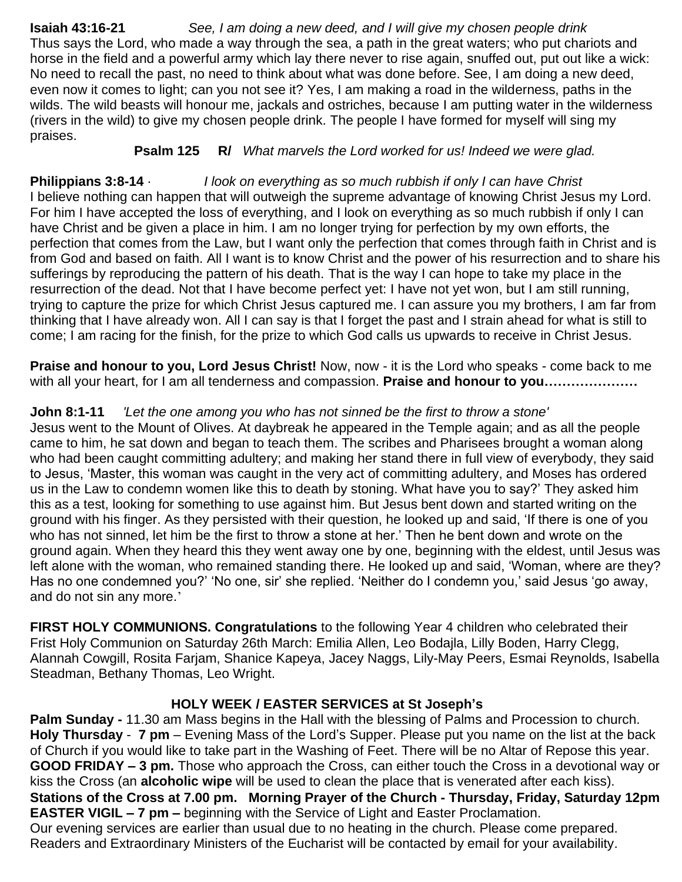**Isaiah 43:16-21** *See, I am doing a new deed, and I will give my chosen people drink*
Thus says the Lord, who made a way through the sea, a path in the great waters; who put chariots and horse in the field and a powerful army which lay there never to rise again, snuffed out, put out like a wick: No need to recall the past, no need to think about what was done before. See, I am doing a new deed, even now it comes to light; can you not see it? Yes, I am making a road in the wilderness, paths in the wilds. The wild beasts will honour me, jackals and ostriches, because I am putting water in the wilderness (rivers in the wild) to give my chosen people drink. The people I have formed for myself will sing my praises.

**Psalm 125** **R/** *What marvels the Lord worked for us! Indeed we were glad.*

**Philippians 3:8-14** · *I look on everything as so much rubbish if only I can have Christ*
I believe nothing can happen that will outweigh the supreme advantage of knowing Christ Jesus my Lord. For him I have accepted the loss of everything, and I look on everything as so much rubbish if only I can have Christ and be given a place in him. I am no longer trying for perfection by my own efforts, the perfection that comes from the Law, but I want only the perfection that comes through faith in Christ and is from God and based on faith. All I want is to know Christ and the power of his resurrection and to share his sufferings by reproducing the pattern of his death. That is the way I can hope to take my place in the resurrection of the dead. Not that I have become perfect yet: I have not yet won, but I am still running, trying to capture the prize for which Christ Jesus captured me. I can assure you my brothers, I am far from thinking that I have already won. All I can say is that I forget the past and I strain ahead for what is still to come; I am racing for the finish, for the prize to which God calls us upwards to receive in Christ Jesus.

**Praise and honour to you, Lord Jesus Christ!** Now, now - it is the Lord who speaks - come back to me with all your heart, for I am all tenderness and compassion. **Praise and honour to you…………………**

**John 8:1-11** *'Let the one among you who has not sinned be the first to throw a stone'*
Jesus went to the Mount of Olives. At daybreak he appeared in the Temple again; and as all the people came to him, he sat down and began to teach them. The scribes and Pharisees brought a woman along who had been caught committing adultery; and making her stand there in full view of everybody, they said to Jesus, 'Master, this woman was caught in the very act of committing adultery, and Moses has ordered us in the Law to condemn women like this to death by stoning. What have you to say?' They asked him this as a test, looking for something to use against him. But Jesus bent down and started writing on the ground with his finger. As they persisted with their question, he looked up and said, 'If there is one of you who has not sinned, let him be the first to throw a stone at her.' Then he bent down and wrote on the ground again. When they heard this they went away one by one, beginning with the eldest, until Jesus was left alone with the woman, who remained standing there. He looked up and said, 'Woman, where are they? Has no one condemned you?' 'No one, sir' she replied. 'Neither do I condemn you,' said Jesus 'go away, and do not sin any more.'

**FIRST HOLY COMMUNIONS. Congratulations** to the following Year 4 children who celebrated their Frist Holy Communion on Saturday 26th March: Emilia Allen, Leo Bodajla, Lilly Boden, Harry Clegg, Alannah Cowgill, Rosita Farjam, Shanice Kapeya, Jacey Naggs, Lily-May Peers, Esmai Reynolds, Isabella Steadman, Bethany Thomas, Leo Wright.

## HOLY WEEK / EASTER SERVICES at St Joseph's

**Palm Sunday -** 11.30 am Mass begins in the Hall with the blessing of Palms and Procession to church.
**Holy Thursday** - **7 pm** – Evening Mass of the Lord's Supper. Please put you name on the list at the back of Church if you would like to take part in the Washing of Feet. There will be no Altar of Repose this year.
**GOOD FRIDAY – 3 pm.** Those who approach the Cross, can either touch the Cross in a devotional way or kiss the Cross (an **alcoholic wipe** will be used to clean the place that is venerated after each kiss).
**Stations of the Cross at 7.00 pm. Morning Prayer of the Church - Thursday, Friday, Saturday 12pm**
**EASTER VIGIL – 7 pm –** beginning with the Service of Light and Easter Proclamation.
Our evening services are earlier than usual due to no heating in the church. Please come prepared.
Readers and Extraordinary Ministers of the Eucharist will be contacted by email for your availability.